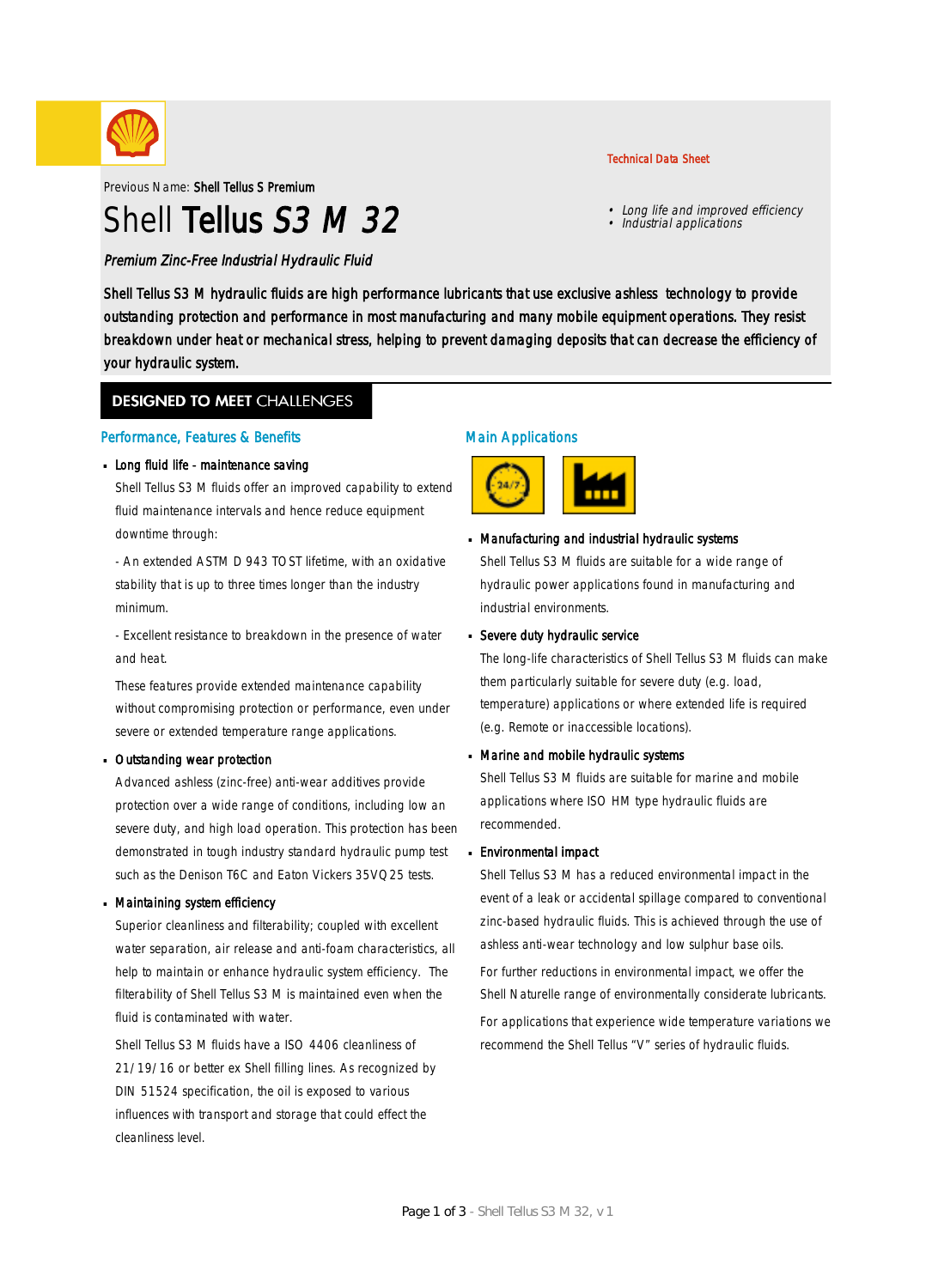Technical Data Sheet

Previous Name: **Shell Tellus S Premium**

# Shell **Tellus** *S3 M 32*

- *Long life and improved efficiency*
- *Industrial applications*

*Premium Zinc-Free Industrial Hydraulic Fluid*

Shell Tellus S3 M hydraulic fluids are high performance lubricants that use exclusive ashless technology to provide outstanding protection and performance in most manufacturing and many mobile equipment operations. They resist breakdown under heat or mechanical stress, helping to prevent damaging deposits that can decrease the efficiency of your hydraulic system.

## DESIGNED TO MEET CHALLENGES

### Performance, Features & Benefits

- **Long fluid life - maintenance saving**

  Shell Tellus S3 M fluids offer an improved capability to extend fluid maintenance intervals and hence reduce equipment downtime through:

  - An extended ASTM D 943 TOST lifetime, with an oxidative stability that is up to three times longer than the industry minimum.

  - Excellent resistance to breakdown in the presence of water and heat.

  These features provide extended maintenance capability without compromising protection or performance, even under severe or extended temperature range applications.

- **Outstanding wear protection**

  Advanced ashless (zinc-free) anti-wear additives provide protection over a wide range of conditions, including low an severe duty, and high load operation. This protection has been demonstrated in tough industry standard hydraulic pump test such as the Denison T6C and Eaton Vickers 35VQ25 tests.

- **Maintaining system efficiency**

  Superior cleanliness and filterability; coupled with excellent water separation, air release and anti-foam characteristics, all help to maintain or enhance hydraulic system efficiency. The filterability of Shell Tellus S3 M is maintained even when the fluid is contaminated with water.

  Shell Tellus S3 M fluids have a ISO 4406 cleanliness of 21/19/16 or better ex Shell filling lines. As recognized by DIN 51524 specification, the oil is exposed to various influences with transport and storage that could effect the cleanliness level.

### Main Applications

- **Manufacturing and industrial hydraulic systems**

  Shell Tellus S3 M fluids are suitable for a wide range of hydraulic power applications found in manufacturing and industrial environments.

- **Severe duty hydraulic service**

  The long-life characteristics of Shell Tellus S3 M fluids can make them particularly suitable for severe duty (e.g. load, temperature) applications or where extended life is required (e.g. Remote or inaccessible locations).

- **Marine and mobile hydraulic systems**

  Shell Tellus S3 M fluids are suitable for marine and mobile applications where ISO HM type hydraulic fluids are recommended.

- **Environmental impact**

  Shell Tellus S3 M has a reduced environmental impact in the event of a leak or accidental spillage compared to conventional zinc-based hydraulic fluids. This is achieved through the use of ashless anti-wear technology and low sulphur base oils.

  For further reductions in environmental impact, we offer the Shell Naturelle range of environmentally considerate lubricants.

  For applications that experience wide temperature variations we recommend the Shell Tellus "V" series of hydraulic fluids.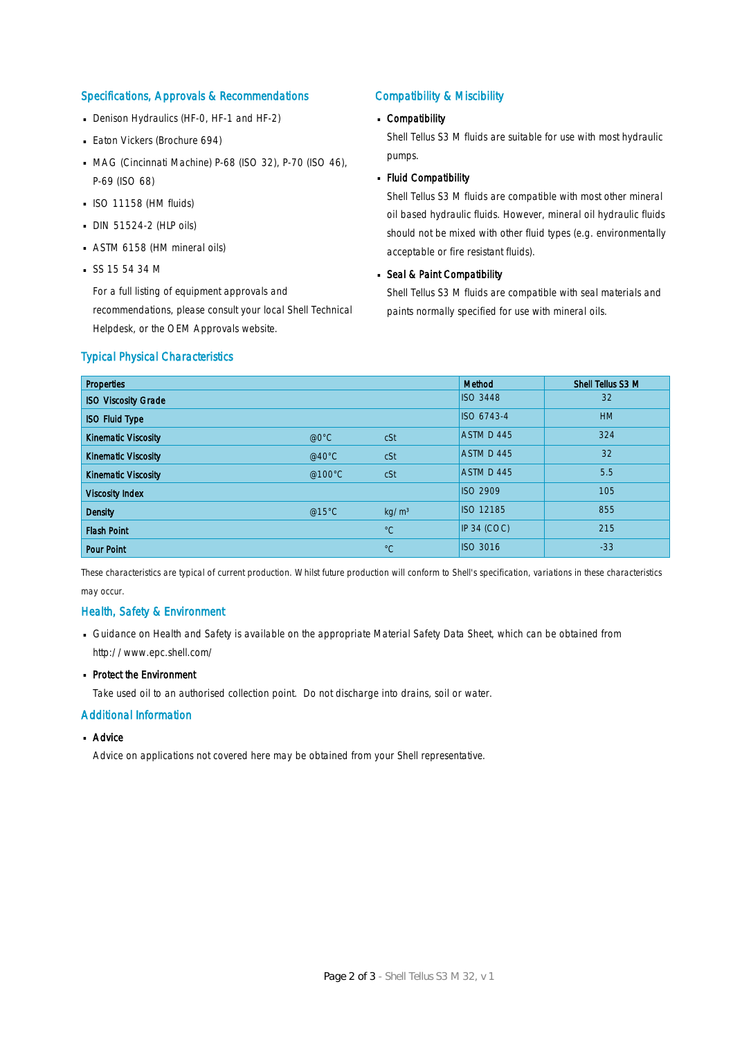## Specifications, Approvals & Recommendations

- Denison Hydraulics (HF-0, HF-1 and HF-2)
- Eaton Vickers (Brochure 694)
- MAG (Cincinnati Machine) P-68 (ISO 32), P-70 (ISO 46), P-69 (ISO 68)
- ISO 11158 (HM fluids)
- DIN 51524-2 (HLP oils)
- ASTM 6158 (HM mineral oils)
- SS 15 54 34 M

  For a full listing of equipment approvals and recommendations, please consult your local Shell Technical Helpdesk, or the OEM Approvals website.

## Compatibility & Miscibility

- **Compatibility**

  Shell Tellus S3 M fluids are suitable for use with most hydraulic pumps.

- **Fluid Compatibility**

  Shell Tellus S3 M fluids are compatible with most other mineral oil based hydraulic fluids. However, mineral oil hydraulic fluids should not be mixed with other fluid types (e.g. environmentally acceptable or fire resistant fluids).

- **Seal & Paint Compatibility**

  Shell Tellus S3 M fluids are compatible with seal materials and paints normally specified for use with mineral oils.

## Typical Physical Characteristics

| Properties | | | Method | Shell Tellus S3 M |
|---|---|---|---|---|
| ISO Viscosity Grade | | | ISO 3448 | 32 |
| ISO Fluid Type | | | ISO 6743-4 | HM |
| Kinematic Viscosity | @0°C | cSt | ASTM D 445 | 324 |
| Kinematic Viscosity | @40°C | cSt | ASTM D 445 | 32 |
| Kinematic Viscosity | @100°C | cSt | ASTM D 445 | 5.5 |
| Viscosity Index | | | ISO 2909 | 105 |
| Density | @15°C | kg/m³ | ISO 12185 | 855 |
| Flash Point | | °C | IP 34 (COC) | 215 |
| Pour Point | | °C | ISO 3016 | -33 |

These characteristics are typical of current production. Whilst future production will conform to Shell's specification, variations in these characteristics may occur.

## Health, Safety & Environment

- Guidance on Health and Safety is available on the appropriate Material Safety Data Sheet, which can be obtained from http://www.epc.shell.com/
- **Protect the Environment**

  Take used oil to an authorised collection point. Do not discharge into drains, soil or water.

## Additional Information

- **Advice**

  Advice on applications not covered here may be obtained from your Shell representative.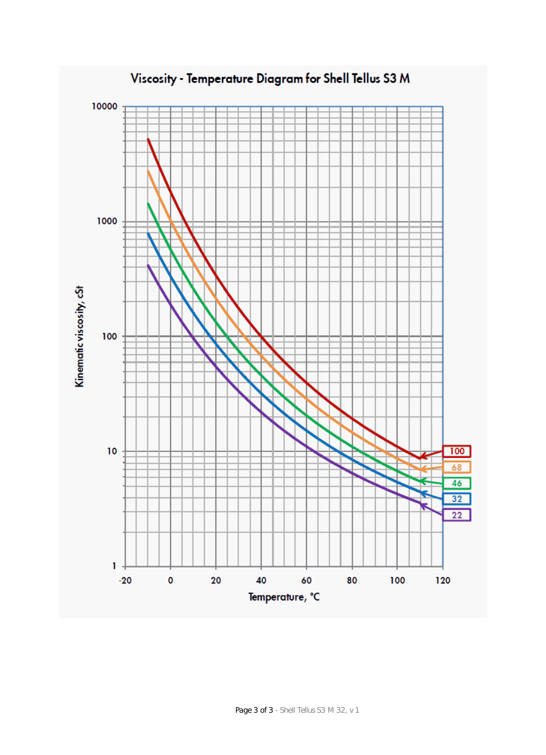Viscosity - Temperature Diagram for Shell Tellus S3 M

Kinematic viscosity, cSt

10000

1000

100

10

1

-20

0

20

40

60

80

100

120

Temperature, °C

100

68

46

32

22